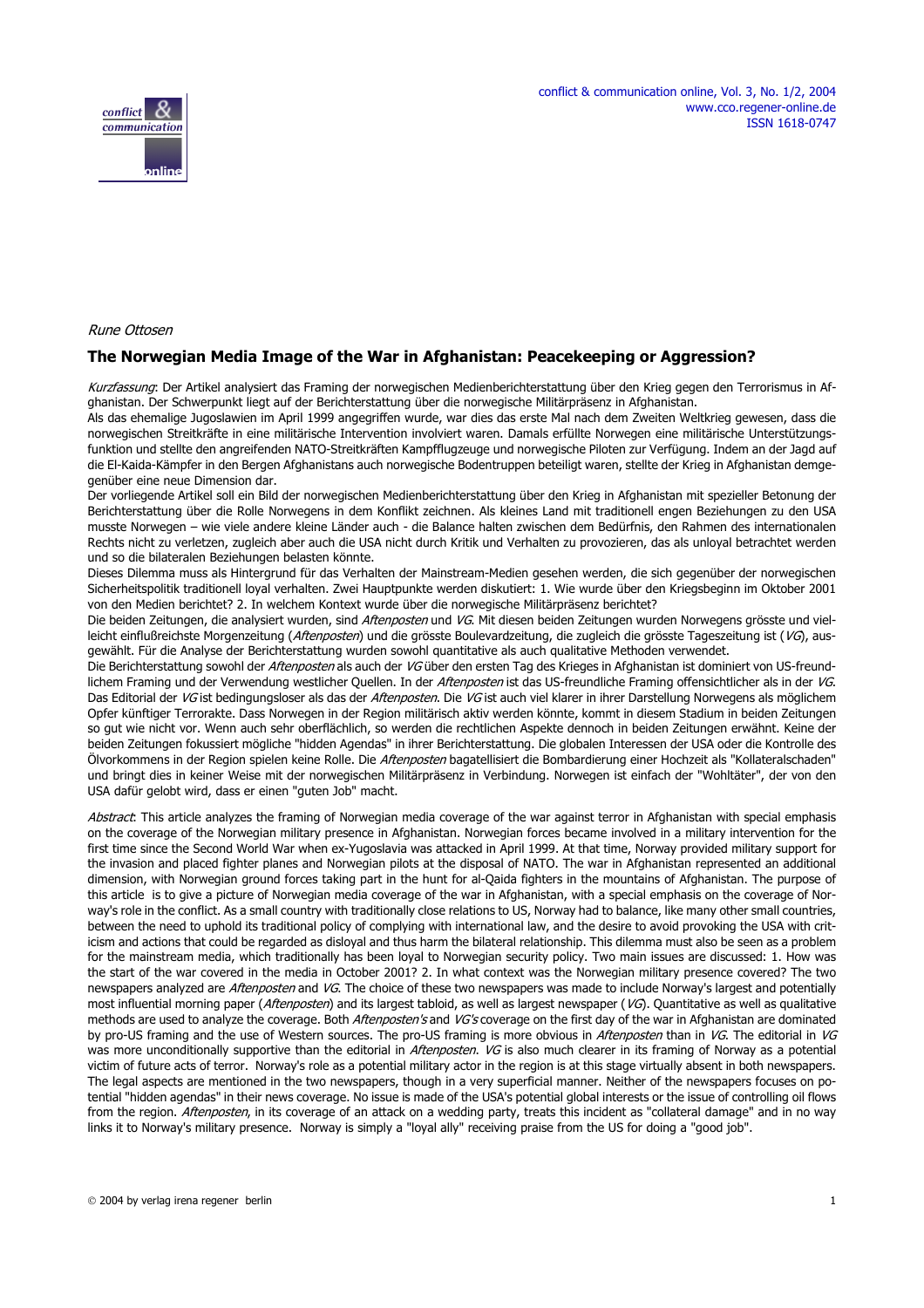*Rune Ottosen*

## The Norwegian Media Image of the War in Afghanistan: Peacekeeping or Aggression?

*Kurzfassung*: Der Artikel analysiert das Framing der norwegischen Medienberichterstattung über den Krieg gegen den Terrorismus in Afghanistan. Der Schwerpunkt liegt auf der Berichterstattung über die norwegische Militärpräsenz in Afghanistan.

Als das ehemalige Jugoslawien im April 1999 angegriffen wurde, war dies das erste Mal nach dem Zweiten Weltkrieg gewesen, dass die norwegischen Streitkräfte in eine militärische Intervention involviert waren. Damals erfüllte Norwegen eine militärische Unterstützungsfunktion und stellte den angreifenden NATO-Streitkräften Kampfflugzeuge und norwegische Piloten zur Verfügung. Indem an der Jagd auf die El-Kaida-Kämpfer in den Bergen Afghanistans auch norwegische Bodentruppen beteiligt waren, stellte der Krieg in Afghanistan demgegenüber eine neue Dimension dar.

Der vorliegende Artikel soll ein Bild der norwegischen Medienberichterstattung über den Krieg in Afghanistan mit spezieller Betonung der Berichterstattung über die Rolle Norwegens in dem Konflikt zeichnen. Als kleines Land mit traditionell engen Beziehungen zu den USA musste Norwegen – wie viele andere kleine Länder auch - die Balance halten zwischen dem Bedürfnis, den Rahmen des internationalen Rechts nicht zu verletzen, zugleich aber auch die USA nicht durch Kritik und Verhalten zu provozieren, das als unloyal betrachtet werden und so die bilateralen Beziehungen belasten könnte.

Dieses Dilemma muss als Hintergrund für das Verhalten der Mainstream-Medien gesehen werden, die sich gegenüber der norwegischen Sicherheitspolitik traditionell loyal verhalten. Zwei Hauptpunkte werden diskutiert: 1. Wie wurde über den Kriegsbeginn im Oktober 2001 von den Medien berichtet? 2. In welchem Kontext wurde über die norwegische Militärpräsenz berichtet?

Die beiden Zeitungen, die analysiert wurden, sind *Aftenposten* und *VG*. Mit diesen beiden Zeitungen wurden Norwegens grösste und vielleicht einflußreichste Morgenzeitung (*Aftenposten*) und die grösste Boulevardzeitung, die zugleich die grösste Tageszeitung ist (*VG*), ausgewählt. Für die Analyse der Berichterstattung wurden sowohl quantitative als auch qualitative Methoden verwendet.

Die Berichterstattung sowohl der *Aftenposten* als auch der *VG* über den ersten Tag des Krieges in Afghanistan ist dominiert von US-freundlichem Framing und der Verwendung westlicher Quellen. In der *Aftenposten* ist das US-freundliche Framing offensichtlicher als in der *VG*. Das Editorial der *VG* ist bedingungsloser als das der *Aftenposten*. Die *VG* ist auch viel klarer in ihrer Darstellung Norwegens als möglichem Opfer künftiger Terrorakte. Dass Norwegen in der Region militärisch aktiv werden könnte, kommt in diesem Stadium in beiden Zeitungen so gut wie nicht vor. Wenn auch sehr oberflächlich, so werden die rechtlichen Aspekte dennoch in beiden Zeitungen erwähnt. Keine der beiden Zeitungen fokussiert mögliche "hidden Agendas" in ihrer Berichterstattung. Die globalen Interessen der USA oder die Kontrolle des Ölvorkommens in der Region spielen keine Rolle. Die *Aftenposten* bagatellisiert die Bombardierung einer Hochzeit als "Kollateralschaden" und bringt dies in keiner Weise mit der norwegischen Militärpräsenz in Verbindung. Norwegen ist einfach der "Wohltäter", der von den USA dafür gelobt wird, dass er einen "guten Job" macht.

*Abstract*: This article analyzes the framing of Norwegian media coverage of the war against terror in Afghanistan with special emphasis on the coverage of the Norwegian military presence in Afghanistan. Norwegian forces became involved in a military intervention for the first time since the Second World War when ex-Yugoslavia was attacked in April 1999. At that time, Norway provided military support for the invasion and placed fighter planes and Norwegian pilots at the disposal of NATO. The war in Afghanistan represented an additional dimension, with Norwegian ground forces taking part in the hunt for al-Qaida fighters in the mountains of Afghanistan. The purpose of this article is to give a picture of Norwegian media coverage of the war in Afghanistan, with a special emphasis on the coverage of Norway's role in the conflict. As a small country with traditionally close relations to US, Norway had to balance, like many other small countries, between the need to uphold its traditional policy of complying with international law, and the desire to avoid provoking the USA with criticism and actions that could be regarded as disloyal and thus harm the bilateral relationship. This dilemma must also be seen as a problem for the mainstream media, which traditionally has been loyal to Norwegian security policy. Two main issues are discussed: 1. How was the start of the war covered in the media in October 2001? 2. In what context was the Norwegian military presence covered? The two newspapers analyzed are *Aftenposten* and *VG*. The choice of these two newspapers was made to include Norway's largest and potentially most influential morning paper (*Aftenposten*) and its largest tabloid, as well as largest newspaper (*VG*). Quantitative as well as qualitative methods are used to analyze the coverage. Both *Aftenposten's* and *VG's* coverage on the first day of the war in Afghanistan are dominated by pro-US framing and the use of Western sources. The pro-US framing is more obvious in *Aftenposten* than in *VG*. The editorial in *VG* was more unconditionally supportive than the editorial in *Aftenposten*. *VG* is also much clearer in its framing of Norway as a potential victim of future acts of terror. Norway's role as a potential military actor in the region is at this stage virtually absent in both newspapers. The legal aspects are mentioned in the two newspapers, though in a very superficial manner. Neither of the newspapers focuses on potential "hidden agendas" in their news coverage. No issue is made of the USA's potential global interests or the issue of controlling oil flows from the region. *Aftenposten*, in its coverage of an attack on a wedding party, treats this incident as "collateral damage" and in no way links it to Norway's military presence. Norway is simply a "loyal ally" receiving praise from the US for doing a "good job".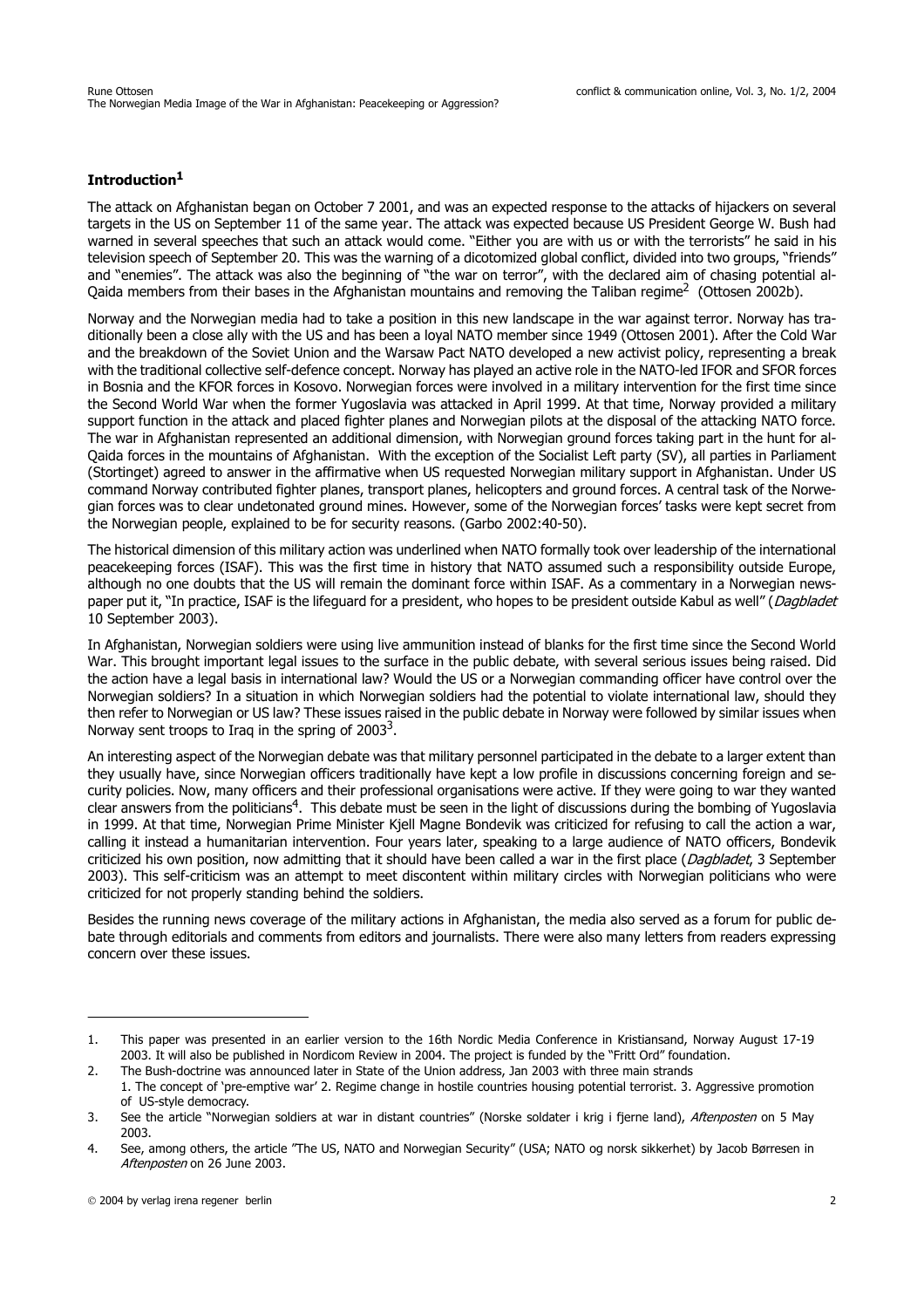## Introduction[1]

The attack on Afghanistan began on October 7 2001, and was an expected response to the attacks of hijackers on several targets in the US on September 11 of the same year. The attack was expected because US President George W. Bush had warned in several speeches that such an attack would come. "Either you are with us or with the terrorists" he said in his television speech of September 20. This was the warning of a dicotomized global conflict, divided into two groups, "friends" and "enemies". The attack was also the beginning of "the war on terror", with the declared aim of chasing potential al-Qaida members from their bases in the Afghanistan mountains and removing the Taliban regime[2] (Ottosen 2002b).

Norway and the Norwegian media had to take a position in this new landscape in the war against terror. Norway has traditionally been a close ally with the US and has been a loyal NATO member since 1949 (Ottosen 2001). After the Cold War and the breakdown of the Soviet Union and the Warsaw Pact NATO developed a new activist policy, representing a break with the traditional collective self-defence concept. Norway has played an active role in the NATO-led IFOR and SFOR forces in Bosnia and the KFOR forces in Kosovo. Norwegian forces were involved in a military intervention for the first time since the Second World War when the former Yugoslavia was attacked in April 1999. At that time, Norway provided a military support function in the attack and placed fighter planes and Norwegian pilots at the disposal of the attacking NATO force. The war in Afghanistan represented an additional dimension, with Norwegian ground forces taking part in the hunt for al-Qaida forces in the mountains of Afghanistan. With the exception of the Socialist Left party (SV), all parties in Parliament (Stortinget) agreed to answer in the affirmative when US requested Norwegian military support in Afghanistan. Under US command Norway contributed fighter planes, transport planes, helicopters and ground forces. A central task of the Norwegian forces was to clear undetonated ground mines. However, some of the Norwegian forces' tasks were kept secret from the Norwegian people, explained to be for security reasons. (Garbo 2002:40-50).

The historical dimension of this military action was underlined when NATO formally took over leadership of the international peacekeeping forces (ISAF). This was the first time in history that NATO assumed such a responsibility outside Europe, although no one doubts that the US will remain the dominant force within ISAF. As a commentary in a Norwegian newspaper put it, "In practice, ISAF is the lifeguard for a president, who hopes to be president outside Kabul as well" (*Dagbladet* 10 September 2003).

In Afghanistan, Norwegian soldiers were using live ammunition instead of blanks for the first time since the Second World War. This brought important legal issues to the surface in the public debate, with several serious issues being raised. Did the action have a legal basis in international law? Would the US or a Norwegian commanding officer have control over the Norwegian soldiers? In a situation in which Norwegian soldiers had the potential to violate international law, should they then refer to Norwegian or US law? These issues raised in the public debate in Norway were followed by similar issues when Norway sent troops to Iraq in the spring of 2003[3].

An interesting aspect of the Norwegian debate was that military personnel participated in the debate to a larger extent than they usually have, since Norwegian officers traditionally have kept a low profile in discussions concerning foreign and security policies. Now, many officers and their professional organisations were active. If they were going to war they wanted clear answers from the politicians[4]. This debate must be seen in the light of discussions during the bombing of Yugoslavia in 1999. At that time, Norwegian Prime Minister Kjell Magne Bondevik was criticized for refusing to call the action a war, calling it instead a humanitarian intervention. Four years later, speaking to a large audience of NATO officers, Bondevik criticized his own position, now admitting that it should have been called a war in the first place (*Dagbladet*, 3 September 2003). This self-criticism was an attempt to meet discontent within military circles with Norwegian politicians who were criticized for not properly standing behind the soldiers.

Besides the running news coverage of the military actions in Afghanistan, the media also served as a forum for public debate through editorials and comments from editors and journalists. There were also many letters from readers expressing concern over these issues.

---

1. This paper was presented in an earlier version to the 16th Nordic Media Conference in Kristiansand, Norway August 17-19 2003. It will also be published in Nordicom Review in 2004. The project is funded by the "Fritt Ord" foundation.
2. The Bush-doctrine was announced later in State of the Union address, Jan 2003 with three main strands
   1. The concept of 'pre-emptive war' 2. Regime change in hostile countries housing potential terrorist. 3. Aggressive promotion of US-style democracy.
3. See the article "Norwegian soldiers at war in distant countries" (Norske soldater i krig i fjerne land), *Aftenposten* on 5 May 2003.
4. See, among others, the article "The US, NATO and Norwegian Security" (USA; NATO og norsk sikkerhet) by Jacob Børresen in *Aftenposten* on 26 June 2003.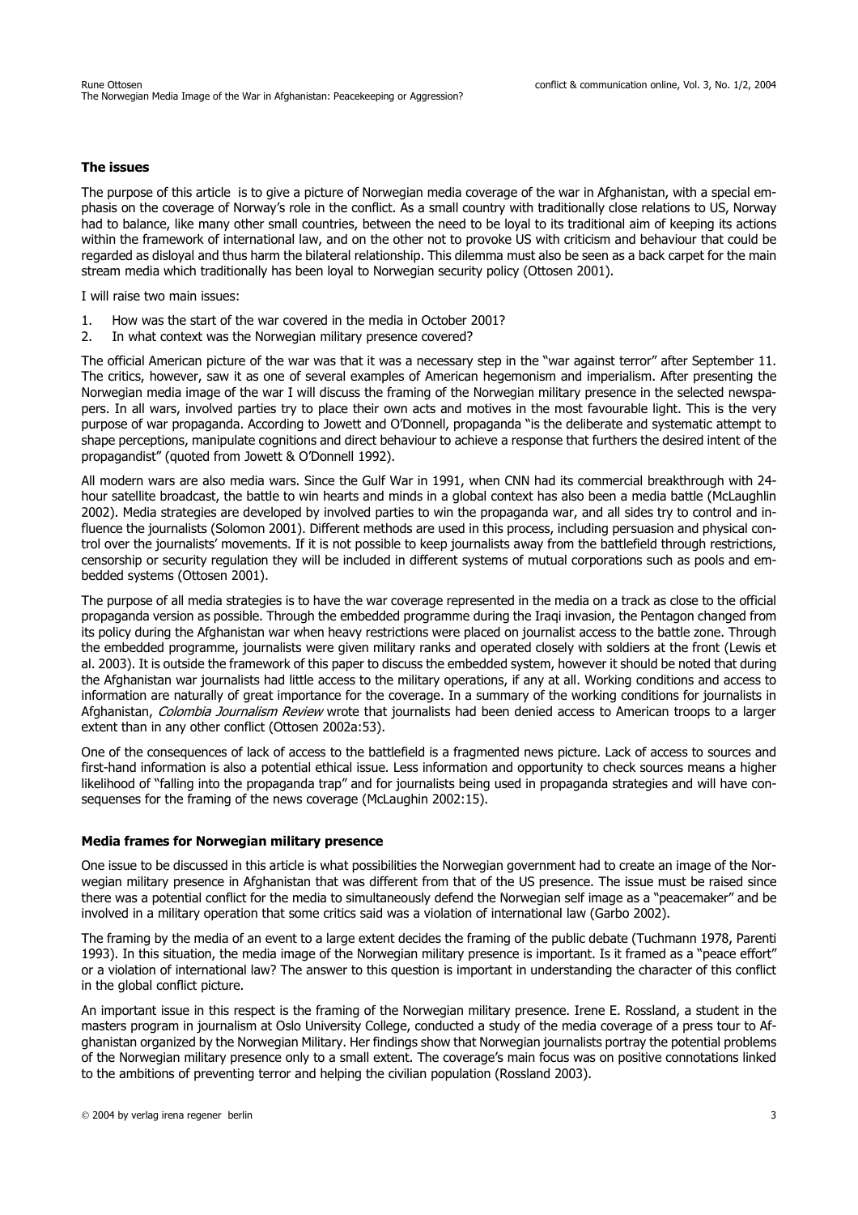### The issues

The purpose of this article is to give a picture of Norwegian media coverage of the war in Afghanistan, with a special emphasis on the coverage of Norway's role in the conflict. As a small country with traditionally close relations to US, Norway had to balance, like many other small countries, between the need to be loyal to its traditional aim of keeping its actions within the framework of international law, and on the other not to provoke US with criticism and behaviour that could be regarded as disloyal and thus harm the bilateral relationship. This dilemma must also be seen as a back carpet for the main stream media which traditionally has been loyal to Norwegian security policy (Ottosen 2001).

I will raise two main issues:

1. How was the start of the war covered in the media in October 2001?
2. In what context was the Norwegian military presence covered?

The official American picture of the war was that it was a necessary step in the "war against terror" after September 11. The critics, however, saw it as one of several examples of American hegemonism and imperialism. After presenting the Norwegian media image of the war I will discuss the framing of the Norwegian military presence in the selected newspapers. In all wars, involved parties try to place their own acts and motives in the most favourable light. This is the very purpose of war propaganda. According to Jowett and O'Donnell, propaganda "is the deliberate and systematic attempt to shape perceptions, manipulate cognitions and direct behaviour to achieve a response that furthers the desired intent of the propagandist" (quoted from Jowett & O'Donnell 1992).

All modern wars are also media wars. Since the Gulf War in 1991, when CNN had its commercial breakthrough with 24-hour satellite broadcast, the battle to win hearts and minds in a global context has also been a media battle (McLaughlin 2002). Media strategies are developed by involved parties to win the propaganda war, and all sides try to control and influence the journalists (Solomon 2001). Different methods are used in this process, including persuasion and physical control over the journalists' movements. If it is not possible to keep journalists away from the battlefield through restrictions, censorship or security regulation they will be included in different systems of mutual corporations such as pools and embedded systems (Ottosen 2001).

The purpose of all media strategies is to have the war coverage represented in the media on a track as close to the official propaganda version as possible. Through the embedded programme during the Iraqi invasion, the Pentagon changed from its policy during the Afghanistan war when heavy restrictions were placed on journalist access to the battle zone. Through the embedded programme, journalists were given military ranks and operated closely with soldiers at the front (Lewis et al. 2003). It is outside the framework of this paper to discuss the embedded system, however it should be noted that during the Afghanistan war journalists had little access to the military operations, if any at all. Working conditions and access to information are naturally of great importance for the coverage. In a summary of the working conditions for journalists in Afghanistan, *Colombia Journalism Review* wrote that journalists had been denied access to American troops to a larger extent than in any other conflict (Ottosen 2002a:53).

One of the consequences of lack of access to the battlefield is a fragmented news picture. Lack of access to sources and first-hand information is also a potential ethical issue. Less information and opportunity to check sources means a higher likelihood of "falling into the propaganda trap" and for journalists being used in propaganda strategies and will have consequenses for the framing of the news coverage (McLaughin 2002:15).

### Media frames for Norwegian military presence

One issue to be discussed in this article is what possibilities the Norwegian government had to create an image of the Norwegian military presence in Afghanistan that was different from that of the US presence. The issue must be raised since there was a potential conflict for the media to simultaneously defend the Norwegian self image as a "peacemaker" and be involved in a military operation that some critics said was a violation of international law (Garbo 2002).

The framing by the media of an event to a large extent decides the framing of the public debate (Tuchmann 1978, Parenti 1993). In this situation, the media image of the Norwegian military presence is important. Is it framed as a "peace effort" or a violation of international law? The answer to this question is important in understanding the character of this conflict in the global conflict picture.

An important issue in this respect is the framing of the Norwegian military presence. Irene E. Rossland, a student in the masters program in journalism at Oslo University College, conducted a study of the media coverage of a press tour to Afghanistan organized by the Norwegian Military. Her findings show that Norwegian journalists portray the potential problems of the Norwegian military presence only to a small extent. The coverage's main focus was on positive connotations linked to the ambitions of preventing terror and helping the civilian population (Rossland 2003).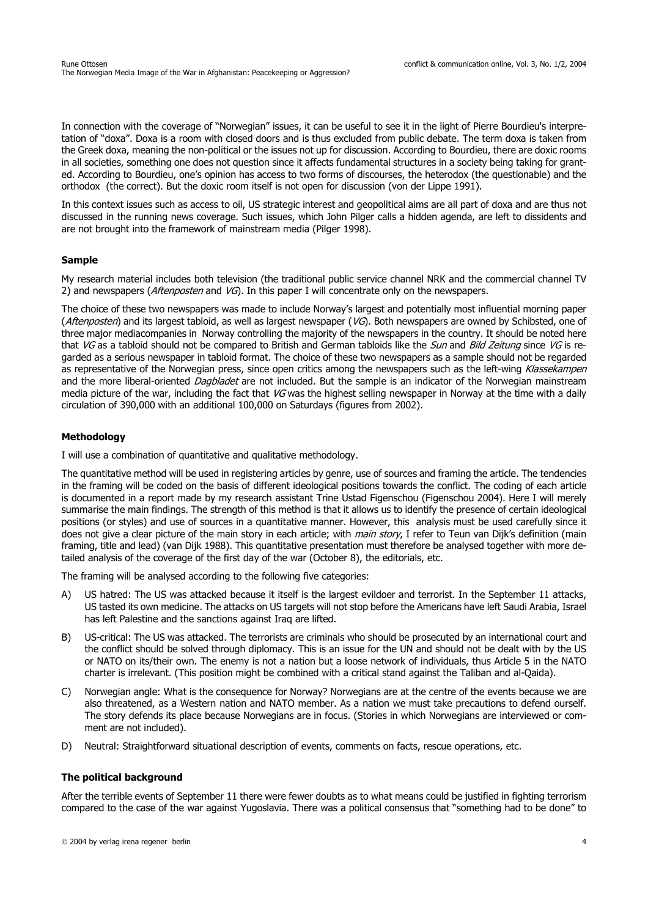In connection with the coverage of "Norwegian" issues, it can be useful to see it in the light of Pierre Bourdieu's interpretation of "doxa". Doxa is a room with closed doors and is thus excluded from public debate. The term doxa is taken from the Greek doxa, meaning the non-political or the issues not up for discussion. According to Bourdieu, there are doxic rooms in all societies, something one does not question since it affects fundamental structures in a society being taking for granted. According to Bourdieu, one's opinion has access to two forms of discourses, the heterodox (the questionable) and the orthodox (the correct). But the doxic room itself is not open for discussion (von der Lippe 1991).

In this context issues such as access to oil, US strategic interest and geopolitical aims are all part of doxa and are thus not discussed in the running news coverage. Such issues, which John Pilger calls a hidden agenda, are left to dissidents and are not brought into the framework of mainstream media (Pilger 1998).

### Sample

My research material includes both television (the traditional public service channel NRK and the commercial channel TV 2) and newspapers (*Aftenposten* and *VG*). In this paper I will concentrate only on the newspapers.

The choice of these two newspapers was made to include Norway's largest and potentially most influential morning paper (*Aftenposten*) and its largest tabloid, as well as largest newspaper (*VG*). Both newspapers are owned by Schibsted, one of three major mediacompanies in Norway controlling the majority of the newspapers in the country. It should be noted here that *VG* as a tabloid should not be compared to British and German tabloids like the *Sun* and *Bild Zeitung* since *VG* is regarded as a serious newspaper in tabloid format. The choice of these two newspapers as a sample should not be regarded as representative of the Norwegian press, since open critics among the newspapers such as the left-wing *Klassekampen* and the more liberal-oriented *Dagbladet* are not included. But the sample is an indicator of the Norwegian mainstream media picture of the war, including the fact that *VG* was the highest selling newspaper in Norway at the time with a daily circulation of 390,000 with an additional 100,000 on Saturdays (figures from 2002).

### Methodology

I will use a combination of quantitative and qualitative methodology.

The quantitative method will be used in registering articles by genre, use of sources and framing the article. The tendencies in the framing will be coded on the basis of different ideological positions towards the conflict. The coding of each article is documented in a report made by my research assistant Trine Ustad Figenschou (Figenschou 2004). Here I will merely summarise the main findings. The strength of this method is that it allows us to identify the presence of certain ideological positions (or styles) and use of sources in a quantitative manner. However, this analysis must be used carefully since it does not give a clear picture of the main story in each article; with *main story*, I refer to Teun van Dijk's definition (main framing, title and lead) (van Dijk 1988). This quantitative presentation must therefore be analysed together with more detailed analysis of the coverage of the first day of the war (October 8), the editorials, etc.

The framing will be analysed according to the following five categories:

A) US hatred: The US was attacked because it itself is the largest evildoer and terrorist. In the September 11 attacks, US tasted its own medicine. The attacks on US targets will not stop before the Americans have left Saudi Arabia, Israel has left Palestine and the sanctions against Iraq are lifted.

B) US-critical: The US was attacked. The terrorists are criminals who should be prosecuted by an international court and the conflict should be solved through diplomacy. This is an issue for the UN and should not be dealt with by the US or NATO on its/their own. The enemy is not a nation but a loose network of individuals, thus Article 5 in the NATO charter is irrelevant. (This position might be combined with a critical stand against the Taliban and al-Qaida).

C) Norwegian angle: What is the consequence for Norway? Norwegians are at the centre of the events because we are also threatened, as a Western nation and NATO member. As a nation we must take precautions to defend ourself. The story defends its place because Norwegians are in focus. (Stories in which Norwegians are interviewed or comment are not included).

D) Neutral: Straightforward situational description of events, comments on facts, rescue operations, etc.

### The political background

After the terrible events of September 11 there were fewer doubts as to what means could be justified in fighting terrorism compared to the case of the war against Yugoslavia. There was a political consensus that "something had to be done" to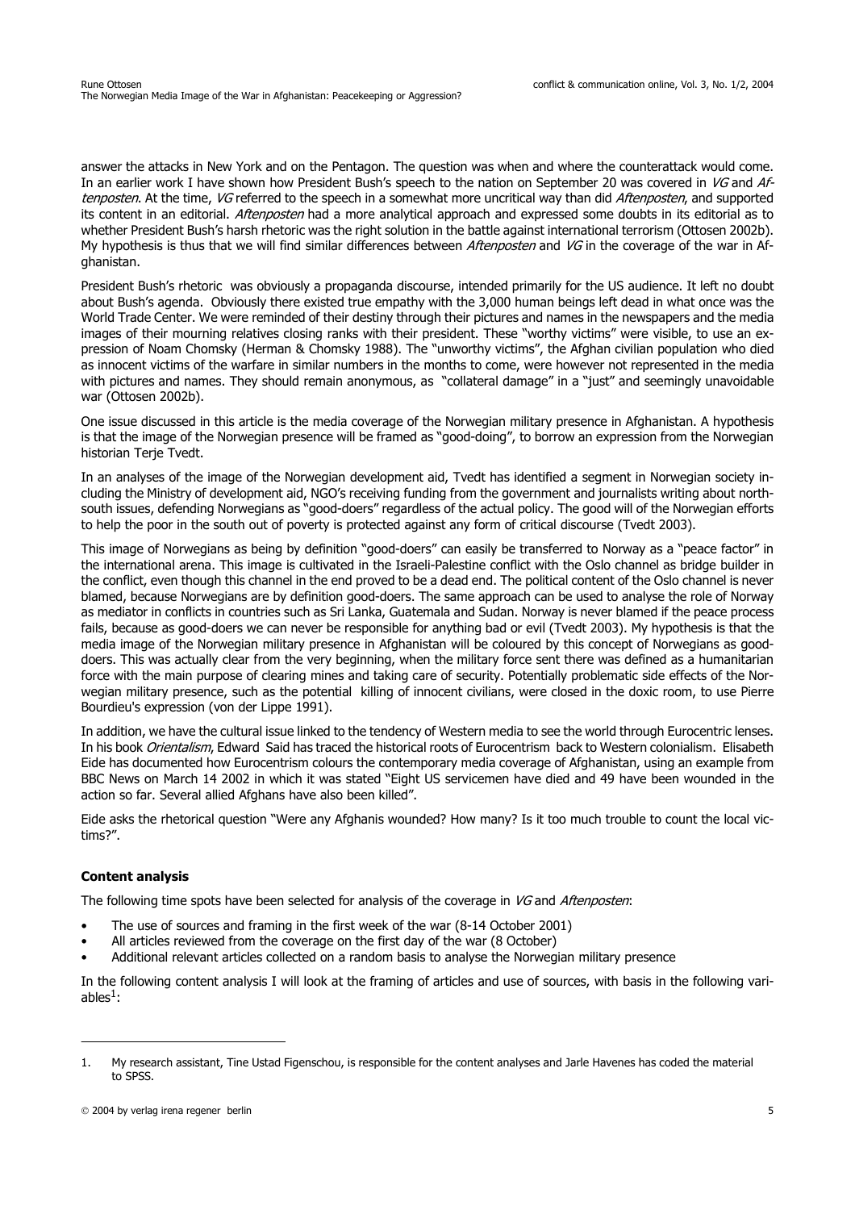answer the attacks in New York and on the Pentagon. The question was when and where the counterattack would come. In an earlier work I have shown how President Bush's speech to the nation on September 20 was covered in *VG* and *Aftenposten*. At the time, *VG* referred to the speech in a somewhat more uncritical way than did *Aftenposten*, and supported its content in an editorial. *Aftenposten* had a more analytical approach and expressed some doubts in its editorial as to whether President Bush's harsh rhetoric was the right solution in the battle against international terrorism (Ottosen 2002b). My hypothesis is thus that we will find similar differences between *Aftenposten* and *VG* in the coverage of the war in Afghanistan.

President Bush's rhetoric was obviously a propaganda discourse, intended primarily for the US audience. It left no doubt about Bush's agenda. Obviously there existed true empathy with the 3,000 human beings left dead in what once was the World Trade Center. We were reminded of their destiny through their pictures and names in the newspapers and the media images of their mourning relatives closing ranks with their president. These "worthy victims" were visible, to use an expression of Noam Chomsky (Herman & Chomsky 1988). The "unworthy victims", the Afghan civilian population who died as innocent victims of the warfare in similar numbers in the months to come, were however not represented in the media with pictures and names. They should remain anonymous, as "collateral damage" in a "just" and seemingly unavoidable war (Ottosen 2002b).

One issue discussed in this article is the media coverage of the Norwegian military presence in Afghanistan. A hypothesis is that the image of the Norwegian presence will be framed as "good-doing", to borrow an expression from the Norwegian historian Terje Tvedt.

In an analyses of the image of the Norwegian development aid, Tvedt has identified a segment in Norwegian society including the Ministry of development aid, NGO's receiving funding from the government and journalists writing about north-south issues, defending Norwegians as "good-doers" regardless of the actual policy. The good will of the Norwegian efforts to help the poor in the south out of poverty is protected against any form of critical discourse (Tvedt 2003).

This image of Norwegians as being by definition "good-doers" can easily be transferred to Norway as a "peace factor" in the international arena. This image is cultivated in the Israeli-Palestine conflict with the Oslo channel as bridge builder in the conflict, even though this channel in the end proved to be a dead end. The political content of the Oslo channel is never blamed, because Norwegians are by definition good-doers. The same approach can be used to analyse the role of Norway as mediator in conflicts in countries such as Sri Lanka, Guatemala and Sudan. Norway is never blamed if the peace process fails, because as good-doers we can never be responsible for anything bad or evil (Tvedt 2003). My hypothesis is that the media image of the Norwegian military presence in Afghanistan will be coloured by this concept of Norwegians as good-doers. This was actually clear from the very beginning, when the military force sent there was defined as a humanitarian force with the main purpose of clearing mines and taking care of security. Potentially problematic side effects of the Norwegian military presence, such as the potential killing of innocent civilians, were closed in the doxic room, to use Pierre Bourdieu's expression (von der Lippe 1991).

In addition, we have the cultural issue linked to the tendency of Western media to see the world through Eurocentric lenses. In his book *Orientalism*, Edward Said has traced the historical roots of Eurocentrism back to Western colonialism. Elisabeth Eide has documented how Eurocentrism colours the contemporary media coverage of Afghanistan, using an example from BBC News on March 14 2002 in which it was stated "Eight US servicemen have died and 49 have been wounded in the action so far. Several allied Afghans have also been killed".

Eide asks the rhetorical question "Were any Afghanis wounded? How many? Is it too much trouble to count the local victims?".

### Content analysis

The following time spots have been selected for analysis of the coverage in *VG* and *Aftenposten*:

- The use of sources and framing in the first week of the war (8-14 October 2001)
- All articles reviewed from the coverage on the first day of the war (8 October)
- Additional relevant articles collected on a random basis to analyse the Norwegian military presence

In the following content analysis I will look at the framing of articles and use of sources, with basis in the following variables[1]:

---

1. My research assistant, Tine Ustad Figenschou, is responsible for the content analyses and Jarle Havenes has coded the material to SPSS.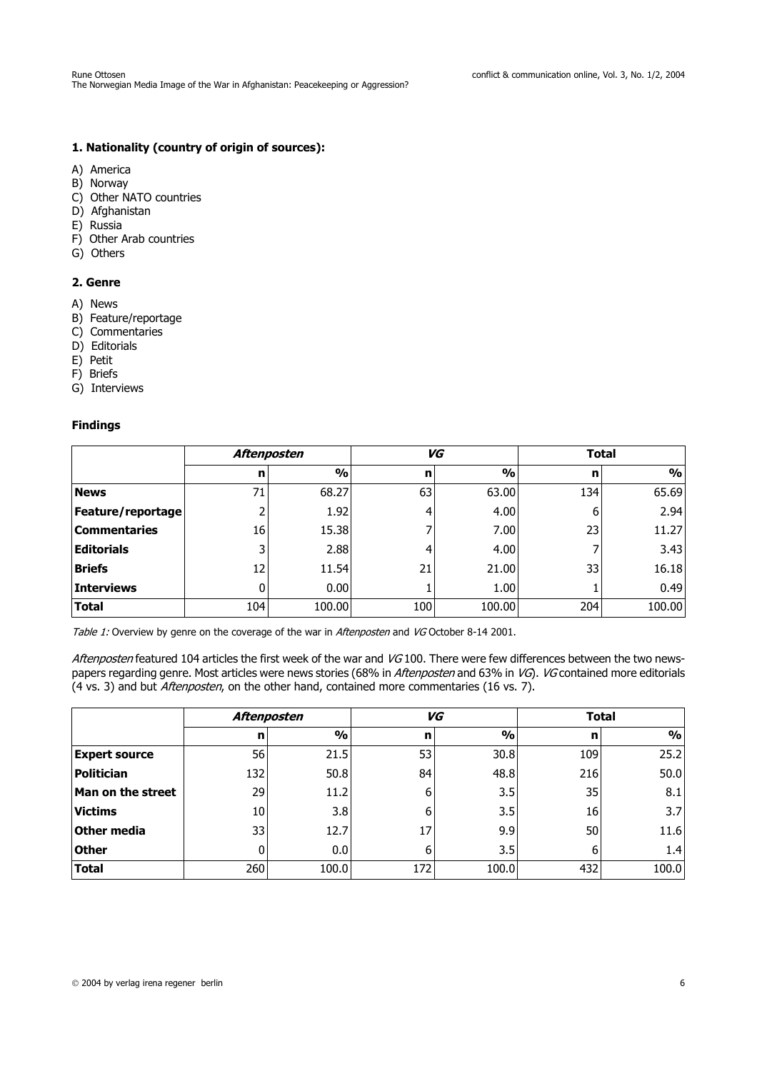### 1. Nationality (country of origin of sources):

A) America
B) Norway
C) Other NATO countries
D) Afghanistan
E) Russia
F) Other Arab countries
G) Others

### 2. Genre

A) News
B) Feature/reportage
C) Commentaries
D) Editorials
E) Petit
F) Briefs
G) Interviews

### Findings

| | *Aftenposten* | | *VG* | | Total | |
|---|---|---|---|---|---|---|
| | n | % | n | % | n | % |
| **News** | 71 | 68.27 | 63 | 63.00 | 134 | 65.69 |
| **Feature/reportage** | 2 | 1.92 | 4 | 4.00 | 6 | 2.94 |
| **Commentaries** | 16 | 15.38 | 7 | 7.00 | 23 | 11.27 |
| **Editorials** | 3 | 2.88 | 4 | 4.00 | 7 | 3.43 |
| **Briefs** | 12 | 11.54 | 21 | 21.00 | 33 | 16.18 |
| **Interviews** | 0 | 0.00 | 1 | 1.00 | 1 | 0.49 |
| **Total** | 104 | 100.00 | 100 | 100.00 | 204 | 100.00 |

*Table 1:* Overview by genre on the coverage of the war in *Aftenposten* and *VG* October 8-14 2001.

*Aftenposten* featured 104 articles the first week of the war and *VG* 100. There were few differences between the two newspapers regarding genre. Most articles were news stories (68% in *Aftenposten* and 63% in *VG*). *VG* contained more editorials (4 vs. 3) and but *Aftenposten*, on the other hand, contained more commentaries (16 vs. 7).

| | *Aftenposten* | | *VG* | | Total | |
|---|---|---|---|---|---|---|
| | n | % | n | % | n | % |
| **Expert source** | 56 | 21.5 | 53 | 30.8 | 109 | 25.2 |
| **Politician** | 132 | 50.8 | 84 | 48.8 | 216 | 50.0 |
| **Man on the street** | 29 | 11.2 | 6 | 3.5 | 35 | 8.1 |
| **Victims** | 10 | 3.8 | 6 | 3.5 | 16 | 3.7 |
| **Other media** | 33 | 12.7 | 17 | 9.9 | 50 | 11.6 |
| **Other** | 0 | 0.0 | 6 | 3.5 | 6 | 1.4 |
| **Total** | 260 | 100.0 | 172 | 100.0 | 432 | 100.0 |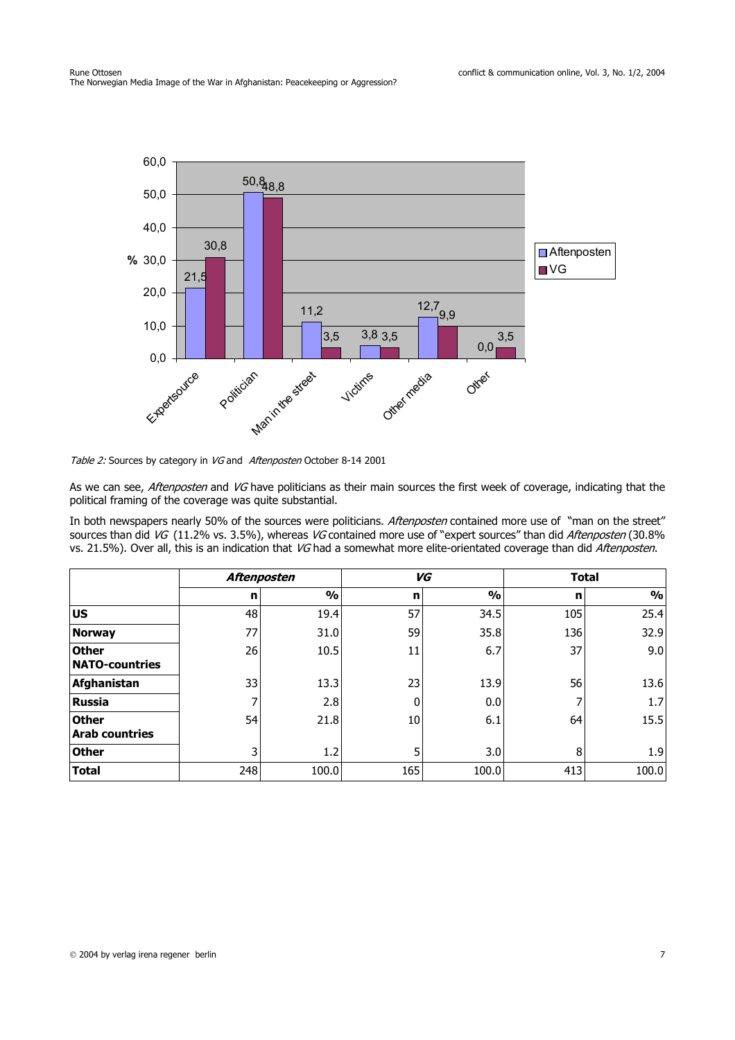Table 2: Sources by category in *VG* and *Aftenposten* October 8-14 2001

As we can see, *Aftenposten* and *VG* have politicians as their main sources the first week of coverage, indicating that the political framing of the coverage was quite substantial.

In both newspapers nearly 50% of the sources were politicians. *Aftenposten* contained more use of "man on the street" sources than did *VG* (11.2% vs. 3.5%), whereas *VG* contained more use of "expert sources" than did *Aftenposten* (30.8% vs. 21.5%). Over all, this is an indication that *VG* had a somewhat more elite-orientated coverage than did *Aftenposten*.

| | ***Aftenposten*** | | ***VG*** | | **Total** | |
|---|---|---|---|---|---|---|
| | **n** | **%** | **n** | **%** | **n** | **%** |
| **US** | 48 | 19.4 | 57 | 34.5 | 105 | 25.4 |
| **Norway** | 77 | 31.0 | 59 | 35.8 | 136 | 32.9 |
| **Other NATO-countries** | 26 | 10.5 | 11 | 6.7 | 37 | 9.0 |
| **Afghanistan** | 33 | 13.3 | 23 | 13.9 | 56 | 13.6 |
| **Russia** | 7 | 2.8 | 0 | 0.0 | 7 | 1.7 |
| **Other Arab countries** | 54 | 21.8 | 10 | 6.1 | 64 | 15.5 |
| **Other** | 3 | 1.2 | 5 | 3.0 | 8 | 1.9 |
| **Total** | 248 | 100.0 | 165 | 100.0 | 413 | 100.0 |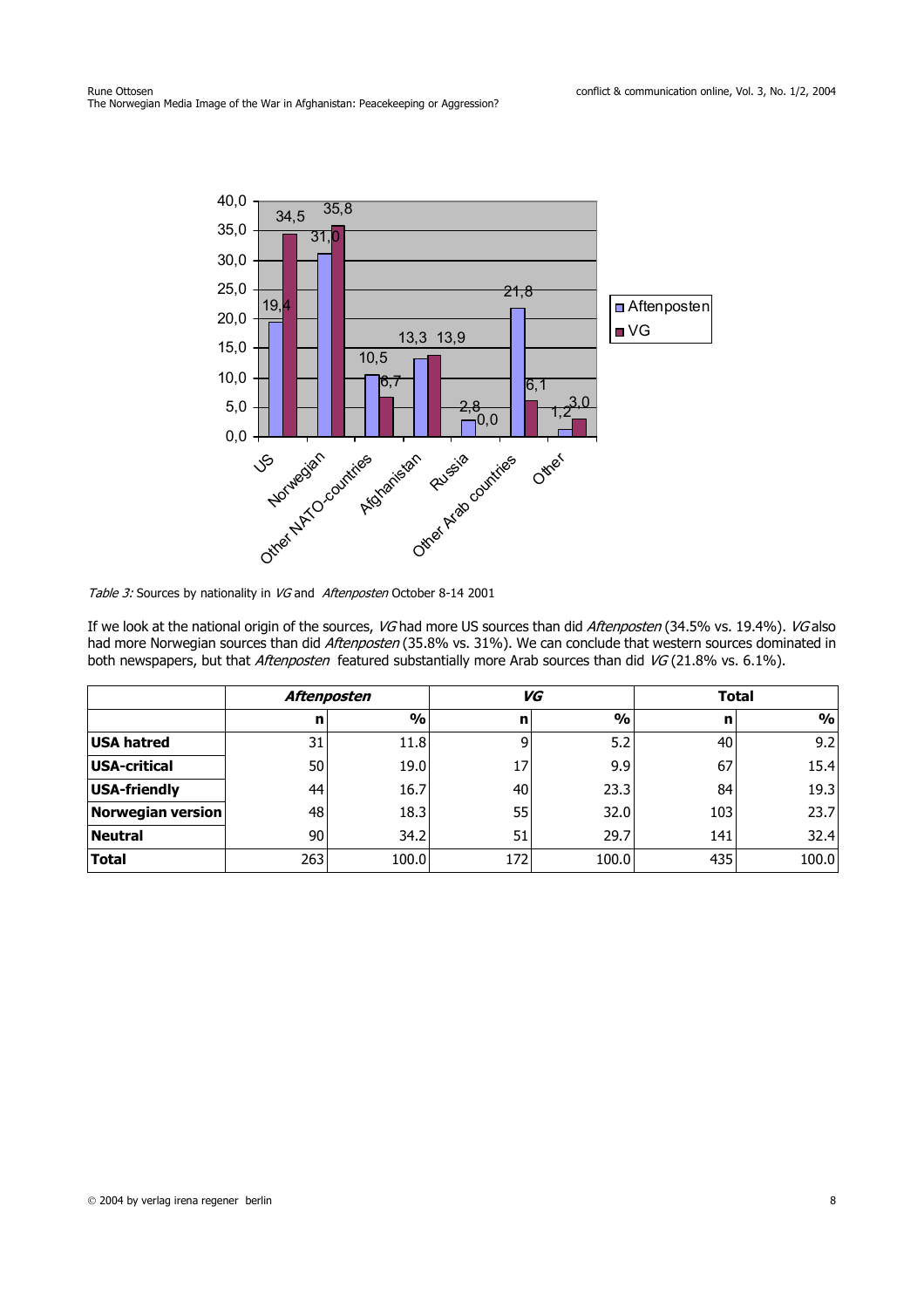*Table 3:* Sources by nationality in *VG* and *Aftenposten* October 8-14 2001

If we look at the national origin of the sources, *VG* had more US sources than did *Aftenposten* (34.5% vs. 19.4%). *VG* also had more Norwegian sources than did *Aftenposten* (35.8% vs. 31%). We can conclude that western sources dominated in both newspapers, but that *Aftenposten* featured substantially more Arab sources than did *VG* (21.8% vs. 6.1%).

| | ***Aftenposten*** | | ***VG*** | | **Total** | |
|---|---|---|---|---|---|---|
| | **n** | **%** | **n** | **%** | **n** | **%** |
| **USA hatred** | 31 | 11.8 | 9 | 5.2 | 40 | 9.2 |
| **USA-critical** | 50 | 19.0 | 17 | 9.9 | 67 | 15.4 |
| **USA-friendly** | 44 | 16.7 | 40 | 23.3 | 84 | 19.3 |
| **Norwegian version** | 48 | 18.3 | 55 | 32.0 | 103 | 23.7 |
| **Neutral** | 90 | 34.2 | 51 | 29.7 | 141 | 32.4 |
| **Total** | 263 | 100.0 | 172 | 100.0 | 435 | 100.0 |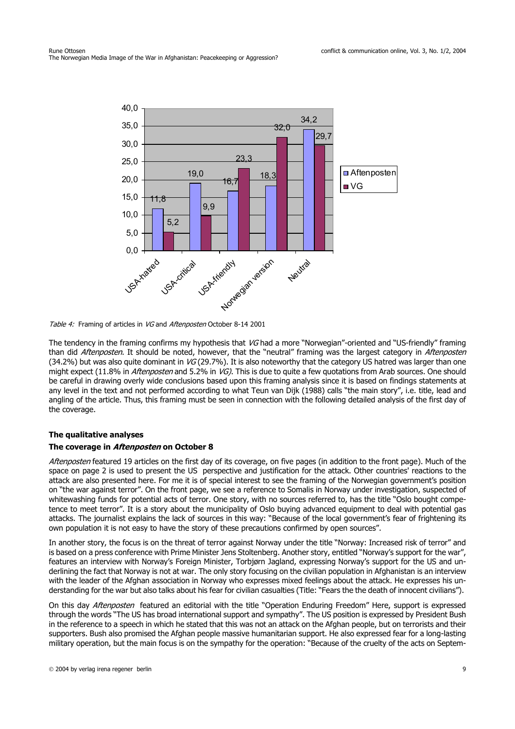| | USA-hatred | USA-critical | USA-friendly | Norwegian version | Neutral |
|---|---|---|---|---|---|
| Aftenposten | 11,8 | 19,0 | 16,7 | 18,3 | 34,2 |
| VG | 5,2 | 9,9 | 23,3 | 32,0 | 29,7 |

*Table 4:* Framing of articles in *VG* and *Aftenposten* October 8-14 2001

The tendency in the framing confirms my hypothesis that *VG* had a more "Norwegian"-oriented and "US-friendly" framing than did *Aftenposten*. It should be noted, however, that the "neutral" framing was the largest category in *Aftenposten* (34.2%) but was also quite dominant in *VG* (29.7%). It is also noteworthy that the category US hatred was larger than one might expect (11.8% in *Aftenposten* and 5.2% in *VG)*. This is due to quite a few quotations from Arab sources. One should be careful in drawing overly wide conclusions based upon this framing analysis since it is based on findings statements at any level in the text and not performed according to what Teun van Dijk (1988) calls "the main story", i.e. title, lead and angling of the article. Thus, this framing must be seen in connection with the following detailed analysis of the first day of the coverage.

### The qualitative analyses

### The coverage in *Aftenposten* on October 8

*Aftenposten* featured 19 articles on the first day of its coverage, on five pages (in addition to the front page). Much of the space on page 2 is used to present the US perspective and justification for the attack. Other countries' reactions to the attack are also presented here. For me it is of special interest to see the framing of the Norwegian government's position on "the war against terror". On the front page, we see a reference to Somalis in Norway under investigation, suspected of whitewashing funds for potential acts of terror. One story, with no sources referred to, has the title "Oslo bought competence to meet terror". It is a story about the municipality of Oslo buying advanced equipment to deal with potential gas attacks. The journalist explains the lack of sources in this way: "Because of the local government's fear of frightening its own population it is not easy to have the story of these precautions confirmed by open sources".

In another story, the focus is on the threat of terror against Norway under the title "Norway: Increased risk of terror" and is based on a press conference with Prime Minister Jens Stoltenberg. Another story, entitled "Norway's support for the war", features an interview with Norway's Foreign Minister, Torbjørn Jagland, expressing Norway's support for the US and underlining the fact that Norway is not at war. The only story focusing on the civilian population in Afghanistan is an interview with the leader of the Afghan association in Norway who expresses mixed feelings about the attack. He expresses his understanding for the war but also talks about his fear for civilian casualties (Title: "Fears the the death of innocent civilians").

On this day *Aftenposten* featured an editorial with the title "Operation Enduring Freedom" Here, support is expressed through the words "The US has broad international support and sympathy". The US position is expressed by President Bush in the reference to a speech in which he stated that this was not an attack on the Afghan people, but on terrorists and their supporters. Bush also promised the Afghan people massive humanitarian support. He also expressed fear for a long-lasting military operation, but the main focus is on the sympathy for the operation: "Because of the cruelty of the acts on Septem-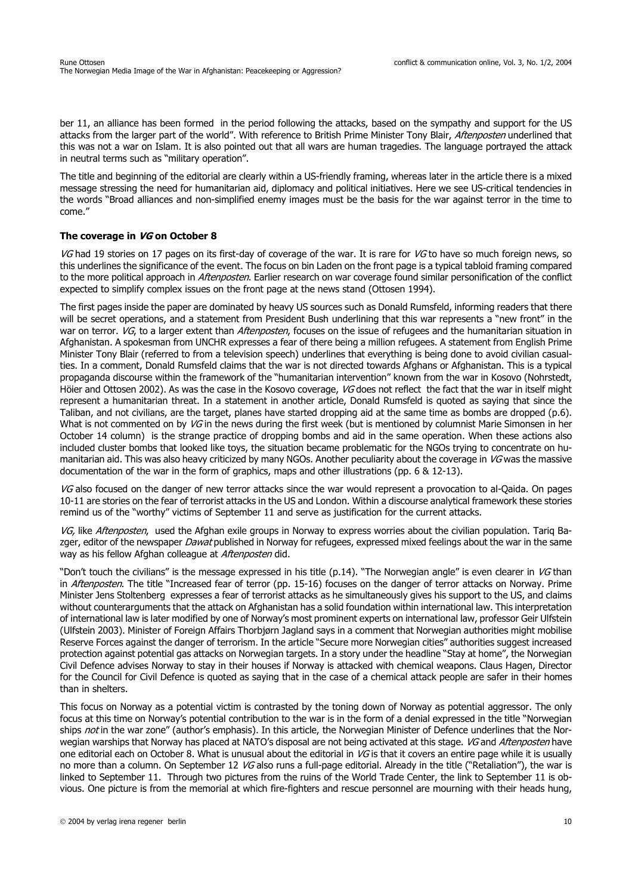ber 11, an alliance has been formed in the period following the attacks, based on the sympathy and support for the US attacks from the larger part of the world". With reference to British Prime Minister Tony Blair, *Aftenposten* underlined that this was not a war on Islam. It is also pointed out that all wars are human tragedies. The language portrayed the attack in neutral terms such as "military operation".

The title and beginning of the editorial are clearly within a US-friendly framing, whereas later in the article there is a mixed message stressing the need for humanitarian aid, diplomacy and political initiatives. Here we see US-critical tendencies in the words "Broad alliances and non-simplified enemy images must be the basis for the war against terror in the time to come."

### The coverage in *VG* on October 8

*VG* had 19 stories on 17 pages on its first-day of coverage of the war. It is rare for *VG* to have so much foreign news, so this underlines the significance of the event. The focus on bin Laden on the front page is a typical tabloid framing compared to the more political approach in *Aftenposten*. Earlier research on war coverage found similar personification of the conflict expected to simplify complex issues on the front page at the news stand (Ottosen 1994).

The first pages inside the paper are dominated by heavy US sources such as Donald Rumsfeld, informing readers that there will be secret operations, and a statement from President Bush underlining that this war represents a "new front" in the war on terror. *VG*, to a larger extent than *Aftenposten*, focuses on the issue of refugees and the humanitarian situation in Afghanistan. A spokesman from UNCHR expresses a fear of there being a million refugees. A statement from English Prime Minister Tony Blair (referred to from a television speech) underlines that everything is being done to avoid civilian casualties. In a comment, Donald Rumsfeld claims that the war is not directed towards Afghans or Afghanistan. This is a typical propaganda discourse within the framework of the "humanitarian intervention" known from the war in Kosovo (Nohrstedt, Höier and Ottosen 2002). As was the case in the Kosovo coverage, *VG* does not reflect the fact that the war in itself might represent a humanitarian threat. In a statement in another article, Donald Rumsfeld is quoted as saying that since the Taliban, and not civilians, are the target, planes have started dropping aid at the same time as bombs are dropped (p.6). What is not commented on by *VG* in the news during the first week (but is mentioned by columnist Marie Simonsen in her October 14 column) is the strange practice of dropping bombs and aid in the same operation. When these actions also included cluster bombs that looked like toys, the situation became problematic for the NGOs trying to concentrate on humanitarian aid. This was also heavy criticized by many NGOs. Another peculiarity about the coverage in *VG* was the massive documentation of the war in the form of graphics, maps and other illustrations (pp. 6 & 12-13).

*VG* also focused on the danger of new terror attacks since the war would represent a provocation to al-Qaida. On pages 10-11 are stories on the fear of terrorist attacks in the US and London. Within a discourse analytical framework these stories remind us of the "worthy" victims of September 11 and serve as justification for the current attacks.

*VG,* like *Aftenposten*, used the Afghan exile groups in Norway to express worries about the civilian population. Tariq Bazger, editor of the newspaper *Dawat* published in Norway for refugees, expressed mixed feelings about the war in the same way as his fellow Afghan colleague at *Aftenposten* did.

"Don't touch the civilians" is the message expressed in his title (p.14). "The Norwegian angle" is even clearer in *VG* than in *Aftenposten*. The title "Increased fear of terror (pp. 15-16) focuses on the danger of terror attacks on Norway. Prime Minister Jens Stoltenberg expresses a fear of terrorist attacks as he simultaneously gives his support to the US, and claims without counterarguments that the attack on Afghanistan has a solid foundation within international law. This interpretation of international law is later modified by one of Norway's most prominent experts on international law, professor Geir Ulfstein (Ulfstein 2003). Minister of Foreign Affairs Thorbjørn Jagland says in a comment that Norwegian authorities might mobilise Reserve Forces against the danger of terrorism. In the article "Secure more Norwegian cities" authorities suggest increased protection against potential gas attacks on Norwegian targets. In a story under the headline "Stay at home", the Norwegian Civil Defence advises Norway to stay in their houses if Norway is attacked with chemical weapons. Claus Hagen, Director for the Council for Civil Defence is quoted as saying that in the case of a chemical attack people are safer in their homes than in shelters.

This focus on Norway as a potential victim is contrasted by the toning down of Norway as potential aggressor. The only focus at this time on Norway's potential contribution to the war is in the form of a denial expressed in the title "Norwegian ships *not* in the war zone" (author's emphasis). In this article, the Norwegian Minister of Defence underlines that the Norwegian warships that Norway has placed at NATO's disposal are not being activated at this stage. *VG* and *Aftenposten* have one editorial each on October 8. What is unusual about the editorial in *VG* is that it covers an entire page while it is usually no more than a column. On September 12 *VG* also runs a full-page editorial. Already in the title ("Retaliation"), the war is linked to September 11. Through two pictures from the ruins of the World Trade Center, the link to September 11 is obvious. One picture is from the memorial at which fire-fighters and rescue personnel are mourning with their heads hung,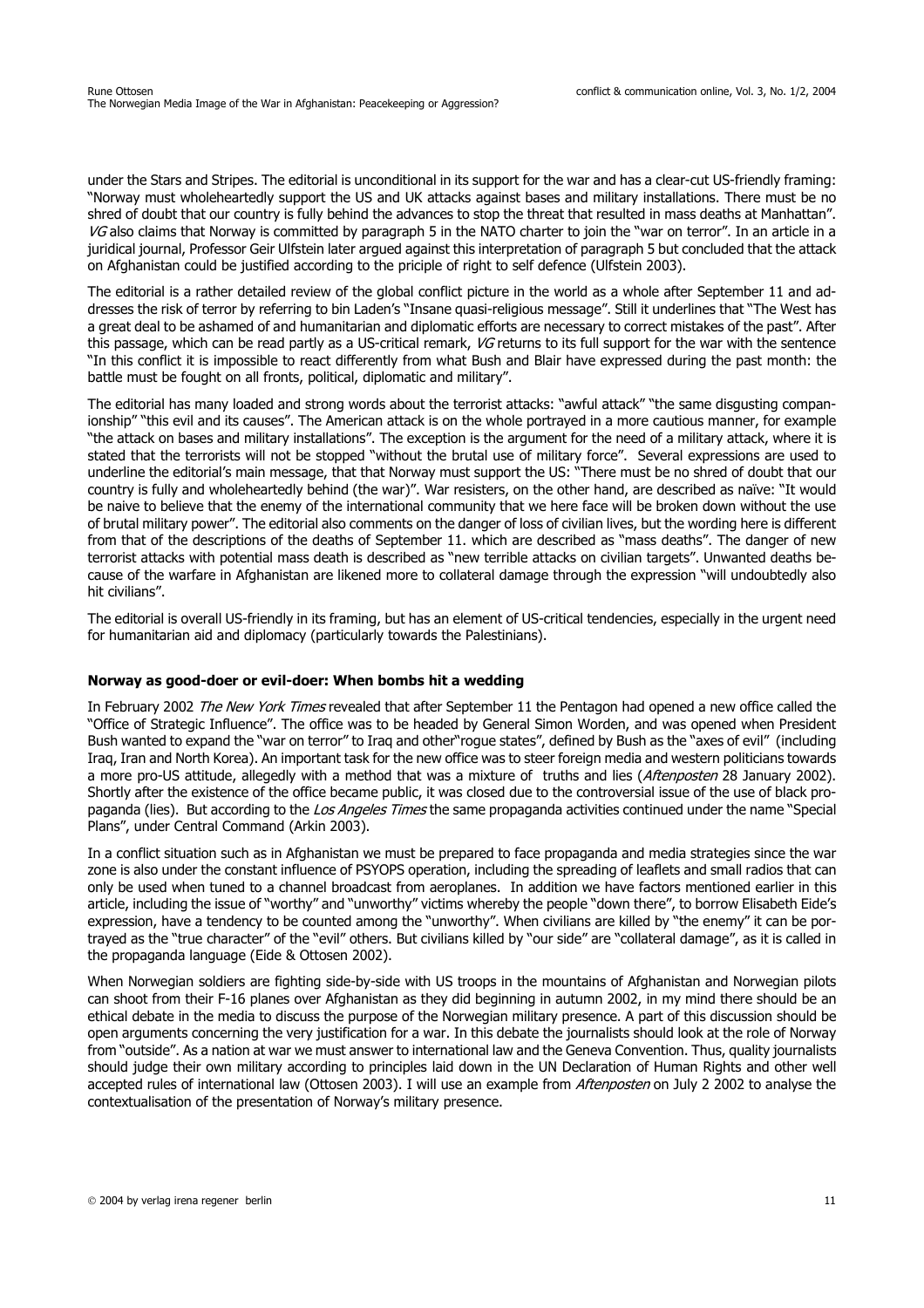under the Stars and Stripes. The editorial is unconditional in its support for the war and has a clear-cut US-friendly framing: "Norway must wholeheartedly support the US and UK attacks against bases and military installations. There must be no shred of doubt that our country is fully behind the advances to stop the threat that resulted in mass deaths at Manhattan". *VG* also claims that Norway is committed by paragraph 5 in the NATO charter to join the "war on terror". In an article in a juridical journal, Professor Geir Ulfstein later argued against this interpretation of paragraph 5 but concluded that the attack on Afghanistan could be justified according to the priciple of right to self defence (Ulfstein 2003).

The editorial is a rather detailed review of the global conflict picture in the world as a whole after September 11 and addresses the risk of terror by referring to bin Laden's "Insane quasi-religious message". Still it underlines that "The West has a great deal to be ashamed of and humanitarian and diplomatic efforts are necessary to correct mistakes of the past". After this passage, which can be read partly as a US-critical remark, *VG* returns to its full support for the war with the sentence "In this conflict it is impossible to react differently from what Bush and Blair have expressed during the past month: the battle must be fought on all fronts, political, diplomatic and military".

The editorial has many loaded and strong words about the terrorist attacks: "awful attack" "the same disgusting companionship" "this evil and its causes". The American attack is on the whole portrayed in a more cautious manner, for example "the attack on bases and military installations". The exception is the argument for the need of a military attack, where it is stated that the terrorists will not be stopped "without the brutal use of military force". Several expressions are used to underline the editorial's main message, that that Norway must support the US: "There must be no shred of doubt that our country is fully and wholeheartedly behind (the war)". War resisters, on the other hand, are described as naïve: "It would be naive to believe that the enemy of the international community that we here face will be broken down without the use of brutal military power". The editorial also comments on the danger of loss of civilian lives, but the wording here is different from that of the descriptions of the deaths of September 11. which are described as "mass deaths". The danger of new terrorist attacks with potential mass death is described as "new terrible attacks on civilian targets". Unwanted deaths because of the warfare in Afghanistan are likened more to collateral damage through the expression "will undoubtedly also hit civilians".

The editorial is overall US-friendly in its framing, but has an element of US-critical tendencies, especially in the urgent need for humanitarian aid and diplomacy (particularly towards the Palestinians).

### Norway as good-doer or evil-doer: When bombs hit a wedding

In February 2002 *The New York Times* revealed that after September 11 the Pentagon had opened a new office called the "Office of Strategic Influence". The office was to be headed by General Simon Worden, and was opened when President Bush wanted to expand the "war on terror" to Iraq and other"rogue states", defined by Bush as the "axes of evil" (including Iraq, Iran and North Korea). An important task for the new office was to steer foreign media and western politicians towards a more pro-US attitude, allegedly with a method that was a mixture of truths and lies (*Aftenposten* 28 January 2002). Shortly after the existence of the office became public, it was closed due to the controversial issue of the use of black propaganda (lies). But according to the *Los Angeles Times* the same propaganda activities continued under the name "Special Plans", under Central Command (Arkin 2003).

In a conflict situation such as in Afghanistan we must be prepared to face propaganda and media strategies since the war zone is also under the constant influence of PSYOPS operation, including the spreading of leaflets and small radios that can only be used when tuned to a channel broadcast from aeroplanes. In addition we have factors mentioned earlier in this article, including the issue of "worthy" and "unworthy" victims whereby the people "down there", to borrow Elisabeth Eide's expression, have a tendency to be counted among the "unworthy". When civilians are killed by "the enemy" it can be portrayed as the "true character" of the "evil" others. But civilians killed by "our side" are "collateral damage", as it is called in the propaganda language (Eide & Ottosen 2002).

When Norwegian soldiers are fighting side-by-side with US troops in the mountains of Afghanistan and Norwegian pilots can shoot from their F-16 planes over Afghanistan as they did beginning in autumn 2002, in my mind there should be an ethical debate in the media to discuss the purpose of the Norwegian military presence. A part of this discussion should be open arguments concerning the very justification for a war. In this debate the journalists should look at the role of Norway from "outside". As a nation at war we must answer to international law and the Geneva Convention. Thus, quality journalists should judge their own military according to principles laid down in the UN Declaration of Human Rights and other well accepted rules of international law (Ottosen 2003). I will use an example from *Aftenposten* on July 2 2002 to analyse the contextualisation of the presentation of Norway's military presence.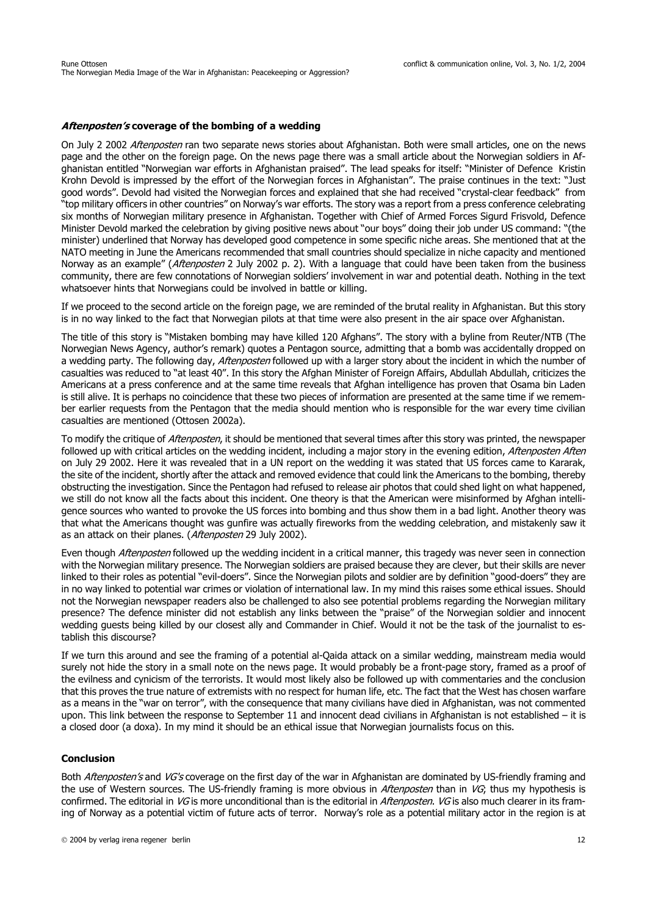### *Aftenposten's* coverage of the bombing of a wedding

On July 2 2002 *Aftenposten* ran two separate news stories about Afghanistan. Both were small articles, one on the news page and the other on the foreign page. On the news page there was a small article about the Norwegian soldiers in Afghanistan entitled "Norwegian war efforts in Afghanistan praised". The lead speaks for itself: "Minister of Defence Kristin Krohn Devold is impressed by the effort of the Norwegian forces in Afghanistan". The praise continues in the text: "Just good words". Devold had visited the Norwegian forces and explained that she had received "crystal-clear feedback" from "top military officers in other countries" on Norway's war efforts. The story was a report from a press conference celebrating six months of Norwegian military presence in Afghanistan. Together with Chief of Armed Forces Sigurd Frisvold, Defence Minister Devold marked the celebration by giving positive news about "our boys" doing their job under US command: "(the minister) underlined that Norway has developed good competence in some specific niche areas. She mentioned that at the NATO meeting in June the Americans recommended that small countries should specialize in niche capacity and mentioned Norway as an example" (*Aftenposten* 2 July 2002 p. 2). With a language that could have been taken from the business community, there are few connotations of Norwegian soldiers' involvement in war and potential death. Nothing in the text whatsoever hints that Norwegians could be involved in battle or killing.

If we proceed to the second article on the foreign page, we are reminded of the brutal reality in Afghanistan. But this story is in no way linked to the fact that Norwegian pilots at that time were also present in the air space over Afghanistan.

The title of this story is "Mistaken bombing may have killed 120 Afghans". The story with a byline from Reuter/NTB (The Norwegian News Agency, author's remark) quotes a Pentagon source, admitting that a bomb was accidentally dropped on a wedding party. The following day, *Aftenposten* followed up with a larger story about the incident in which the number of casualties was reduced to "at least 40". In this story the Afghan Minister of Foreign Affairs, Abdullah Abdullah, criticizes the Americans at a press conference and at the same time reveals that Afghan intelligence has proven that Osama bin Laden is still alive. It is perhaps no coincidence that these two pieces of information are presented at the same time if we remember earlier requests from the Pentagon that the media should mention who is responsible for the war every time civilian casualties are mentioned (Ottosen 2002a).

To modify the critique of *Aftenposten*, it should be mentioned that several times after this story was printed, the newspaper followed up with critical articles on the wedding incident, including a major story in the evening edition, *Aftenposten Aften* on July 29 2002. Here it was revealed that in a UN report on the wedding it was stated that US forces came to Kararak, the site of the incident, shortly after the attack and removed evidence that could link the Americans to the bombing, thereby obstructing the investigation. Since the Pentagon had refused to release air photos that could shed light on what happened, we still do not know all the facts about this incident. One theory is that the American were misinformed by Afghan intelligence sources who wanted to provoke the US forces into bombing and thus show them in a bad light. Another theory was that what the Americans thought was gunfire was actually fireworks from the wedding celebration, and mistakenly saw it as an attack on their planes. (*Aftenposten* 29 July 2002).

Even though *Aftenposten* followed up the wedding incident in a critical manner, this tragedy was never seen in connection with the Norwegian military presence. The Norwegian soldiers are praised because they are clever, but their skills are never linked to their roles as potential "evil-doers". Since the Norwegian pilots and soldier are by definition "good-doers" they are in no way linked to potential war crimes or violation of international law. In my mind this raises some ethical issues. Should not the Norwegian newspaper readers also be challenged to also see potential problems regarding the Norwegian military presence? The defence minister did not establish any links between the "praise" of the Norwegian soldier and innocent wedding guests being killed by our closest ally and Commander in Chief. Would it not be the task of the journalist to establish this discourse?

If we turn this around and see the framing of a potential al-Qaida attack on a similar wedding, mainstream media would surely not hide the story in a small note on the news page. It would probably be a front-page story, framed as a proof of the evilness and cynicism of the terrorists. It would most likely also be followed up with commentaries and the conclusion that this proves the true nature of extremists with no respect for human life, etc. The fact that the West has chosen warfare as a means in the "war on terror", with the consequence that many civilians have died in Afghanistan, was not commented upon. This link between the response to September 11 and innocent dead civilians in Afghanistan is not established – it is a closed door (a doxa). In my mind it should be an ethical issue that Norwegian journalists focus on this.

### Conclusion

Both *Aftenposten's* and *VG's* coverage on the first day of the war in Afghanistan are dominated by US-friendly framing and the use of Western sources. The US-friendly framing is more obvious in *Aftenposten* than in *VG*; thus my hypothesis is confirmed. The editorial in *VG* is more unconditional than is the editorial in *Aftenposten*. *VG* is also much clearer in its framing of Norway as a potential victim of future acts of terror. Norway's role as a potential military actor in the region is at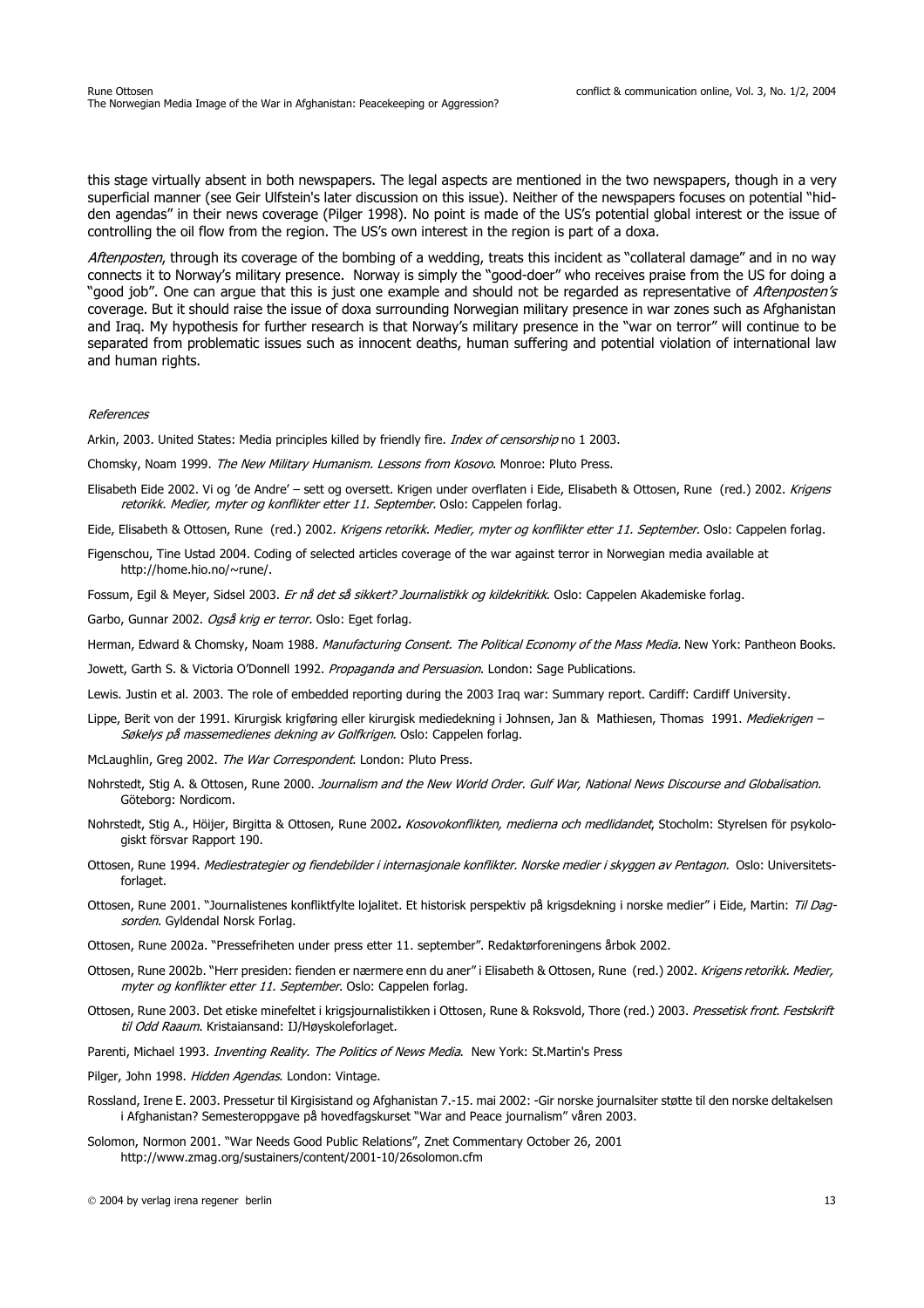this stage virtually absent in both newspapers. The legal aspects are mentioned in the two newspapers, though in a very superficial manner (see Geir Ulfstein's later discussion on this issue). Neither of the newspapers focuses on potential "hidden agendas" in their news coverage (Pilger 1998). No point is made of the US's potential global interest or the issue of controlling the oil flow from the region. The US's own interest in the region is part of a doxa.

*Aftenposten*, through its coverage of the bombing of a wedding, treats this incident as "collateral damage" and in no way connects it to Norway's military presence. Norway is simply the "good-doer" who receives praise from the US for doing a "good job". One can argue that this is just one example and should not be regarded as representative of *Aftenposten's* coverage. But it should raise the issue of doxa surrounding Norwegian military presence in war zones such as Afghanistan and Iraq. My hypothesis for further research is that Norway's military presence in the "war on terror" will continue to be separated from problematic issues such as innocent deaths, human suffering and potential violation of international law and human rights.

*References*

Arkin, 2003. United States: Media principles killed by friendly fire. *Index of censorship* no 1 2003.

Chomsky, Noam 1999. *The New Military Humanism. Lessons from Kosovo*. Monroe: Pluto Press.

Elisabeth Eide 2002. Vi og 'de Andre' – sett og oversett. Krigen under overflaten i Eide, Elisabeth & Ottosen, Rune (red.) 2002. *Krigens retorikk. Medier, myter og konflikter etter 11. September.* Oslo: Cappelen forlag.

Eide, Elisabeth & Ottosen, Rune (red.) 2002. *Krigens retorikk. Medier, myter og konflikter etter 11. September*. Oslo: Cappelen forlag.

Figenschou, Tine Ustad 2004. Coding of selected articles coverage of the war against terror in Norwegian media available at http://home.hio.no/~rune/.

Fossum, Egil & Meyer, Sidsel 2003. *Er nå det så sikkert? Journalistikk og kildekritikk*. Oslo: Cappelen Akademiske forlag.

Garbo, Gunnar 2002. *Også krig er terror.* Oslo: Eget forlag.

Herman, Edward & Chomsky, Noam 1988. *Manufacturing Consent. The Political Economy of the Mass Media.* New York: Pantheon Books.

Jowett, Garth S. & Victoria O'Donnell 1992. *Propaganda and Persuasion*. London: Sage Publications.

Lewis. Justin et al. 2003. The role of embedded reporting during the 2003 Iraq war: Summary report. Cardiff: Cardiff University.

Lippe, Berit von der 1991. Kirurgisk krigføring eller kirurgisk mediedekning i Johnsen, Jan & Mathiesen, Thomas 1991. *Mediekrigen – Søkelys på massemedienes dekning av Golfkrigen*. Oslo: Cappelen forlag.

McLaughlin, Greg 2002. *The War Correspondent*. London: Pluto Press.

Nohrstedt, Stig A. & Ottosen, Rune 2000. *Journalism and the New World Order. Gulf War, National News Discourse and Globalisation.* Göteborg: Nordicom.

Nohrstedt, Stig A., Höijer, Birgitta & Ottosen, Rune 2002**.** *Kosovokonflikten, medierna och medlidandet*, Stocholm: Styrelsen för psykologiskt försvar Rapport 190.

Ottosen, Rune 1994. *Mediestrategier og fiendebilder i internasjonale konflikter. Norske medier i skyggen av Pentagon.* Oslo: Universitetsforlaget.

Ottosen, Rune 2001. "Journalistenes konfliktfylte lojalitet. Et historisk perspektiv på krigsdekning i norske medier" i Eide, Martin: *Til Dagsorden*. Gyldendal Norsk Forlag.

Ottosen, Rune 2002a. "Pressefriheten under press etter 11. september". Redaktørforeningens årbok 2002.

Ottosen, Rune 2002b. "Herr presiden: fienden er nærmere enn du aner" i Elisabeth & Ottosen, Rune (red.) 2002. *Krigens retorikk. Medier, myter og konflikter etter 11. September*. Oslo: Cappelen forlag.

Ottosen, Rune 2003. Det etiske minefeltet i krigsjournalistikken i Ottosen, Rune & Roksvold, Thore (red.) 2003. *Pressetisk front. Festskrift til Odd Raaum*. Kristaiansand: IJ/Høyskoleforlaget.

Parenti, Michael 1993. *Inventing Reality. The Politics of News Media*. New York: St.Martin's Press

Pilger, John 1998. *Hidden Agendas*. London: Vintage.

Rossland, Irene E. 2003. Pressetur til Kirgisistand og Afghanistan 7.-15. mai 2002: -Gir norske journalsiter støtte til den norske deltakelsen i Afghanistan? Semesteroppgave på hovedfagskurset "War and Peace journalism" våren 2003.

Solomon, Normon 2001. "War Needs Good Public Relations", Znet Commentary October 26, 2001 http://www.zmag.org/sustainers/content/2001-10/26solomon.cfm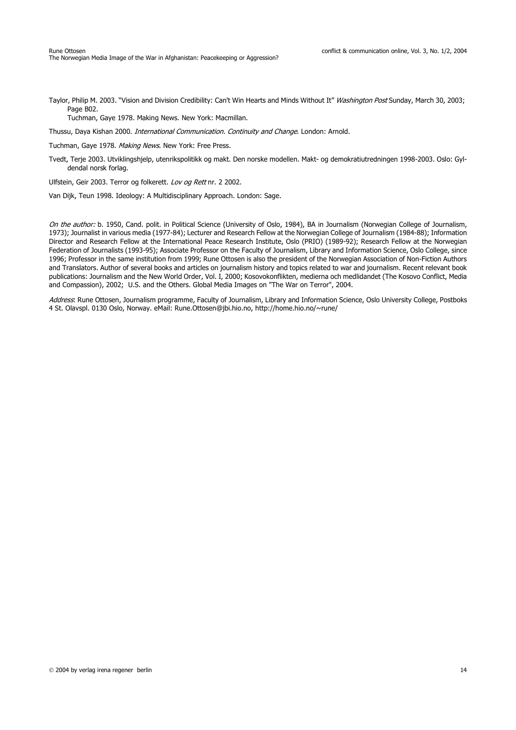Taylor, Philip M. 2003. "Vision and Division Credibility: Can't Win Hearts and Minds Without It" *Washington Post* Sunday, March 30, 2003; Page B02.

Tuchman, Gaye 1978. Making News. New York: Macmillan.

Thussu, Daya Kishan 2000. *International Communication. Continuity and Change*. London: Arnold.

Tuchman, Gaye 1978. *Making News*. New York: Free Press.

Tvedt, Terje 2003. Utviklingshjelp, utenrikspolitikk og makt. Den norske modellen. Makt- og demokratiutredningen 1998-2003. Oslo: Gyldendal norsk forlag.

Ulfstein, Geir 2003. Terror og folkerett. *Lov og Rett* nr. 2 2002.

Van Dijk, Teun 1998. Ideology: A Multidisciplinary Approach. London: Sage.

*On the author:* b. 1950, Cand. polit. in Political Science (University of Oslo, 1984), BA in Journalism (Norwegian College of Journalism, 1973); Journalist in various media (1977-84); Lecturer and Research Fellow at the Norwegian College of Journalism (1984-88); Information Director and Research Fellow at the International Peace Research Institute, Oslo (PRIO) (1989-92); Research Fellow at the Norwegian Federation of Journalists (1993-95); Associate Professor on the Faculty of Journalism, Library and Information Science, Oslo College, since 1996; Professor in the same institution from 1999; Rune Ottosen is also the president of the Norwegian Association of Non-Fiction Authors and Translators. Author of several books and articles on journalism history and topics related to war and journalism. Recent relevant book publications: Journalism and the New World Order, Vol. I, 2000; Kosovokonflikten, medierna och medlidandet (The Kosovo Conflict, Media and Compassion), 2002; U.S. and the Others. Global Media Images on "The War on Terror", 2004.

*Address*: Rune Ottosen, Journalism programme, Faculty of Journalism, Library and Information Science, Oslo University College, Postboks 4 St. Olavspl. 0130 Oslo, Norway. eMail: Rune.Ottosen@jbi.hio.no, http://home.hio.no/~rune/